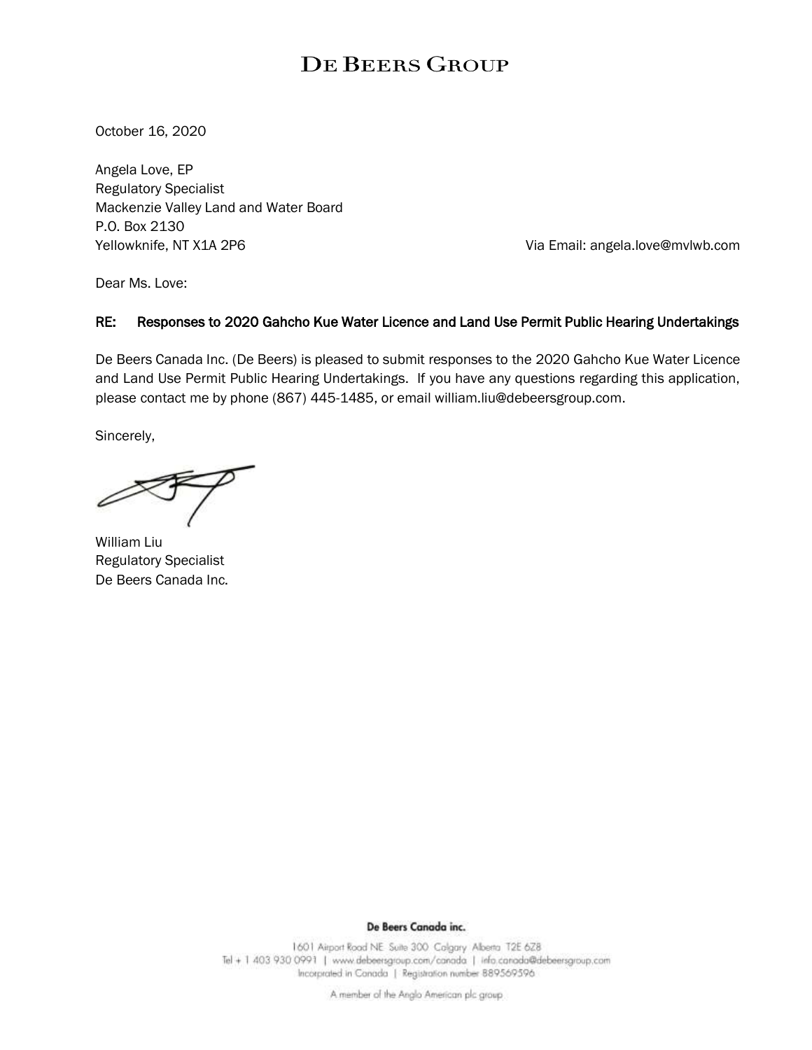# DE BEERS GROUP

October 16, 2020

Angela Love, EP
Regulatory Specialist
Mackenzie Valley Land and Water Board
P.O. Box 2130
Yellowknife, NT X1A 2P6

Via Email: angela.love@mvlwb.com

Dear Ms. Love:

**RE: Responses to 2020 Gahcho Kue Water Licence and Land Use Permit Public Hearing Undertakings**

De Beers Canada Inc. (De Beers) is pleased to submit responses to the 2020 Gahcho Kue Water Licence and Land Use Permit Public Hearing Undertakings. If you have any questions regarding this application, please contact me by phone (867) 445-1485, or email william.liu@debeersgroup.com.

Sincerely,

William Liu
Regulatory Specialist
De Beers Canada Inc.

**De Beers Canada inc.**

1601 Airport Road NE Suite 300 Calgary Alberta T2E 6Z8
Tel + 1 403 930 0991 | www.debeersgroup.com/canada | info.canada@debeersgroup.com
Incorporated in Canada | Registration number 889569596

A member of the Anglo American plc group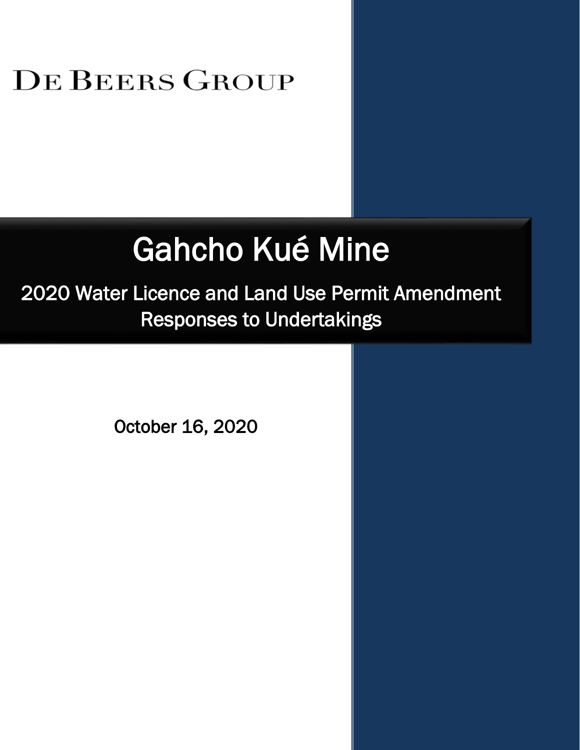DE BEERS GROUP

# Gahcho Kué Mine

## 2020 Water Licence and Land Use Permit Amendment Responses to Undertakings

October 16, 2020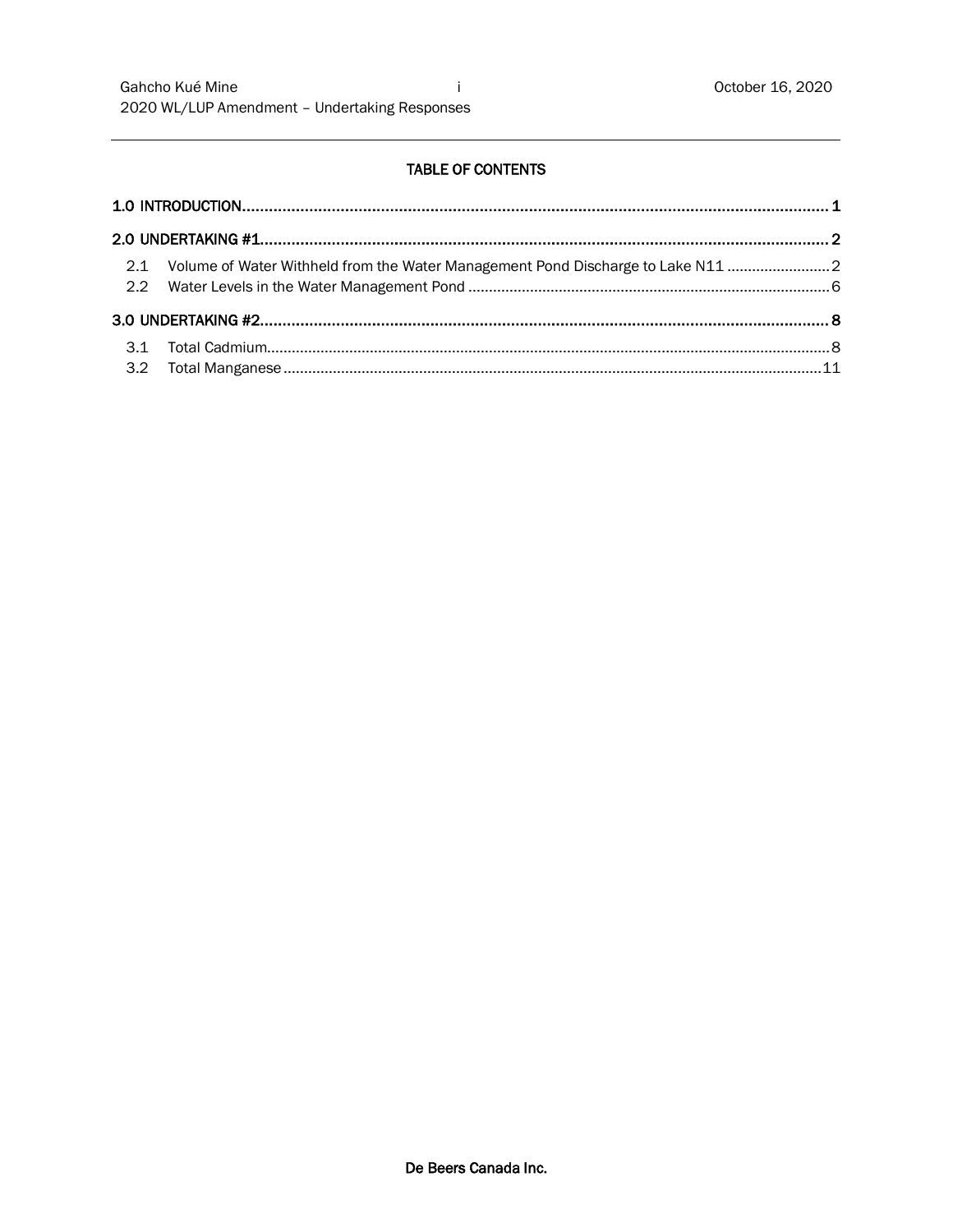## TABLE OF CONTENTS

1.0 INTRODUCTION ..... 1

2.0 UNDERTAKING #1 ..... 2

- 2.1 Volume of Water Withheld from the Water Management Pond Discharge to Lake N11 ..... 2
- 2.2 Water Levels in the Water Management Pond ..... 6

3.0 UNDERTAKING #2 ..... 8

- 3.1 Total Cadmium ..... 8
- 3.2 Total Manganese ..... 11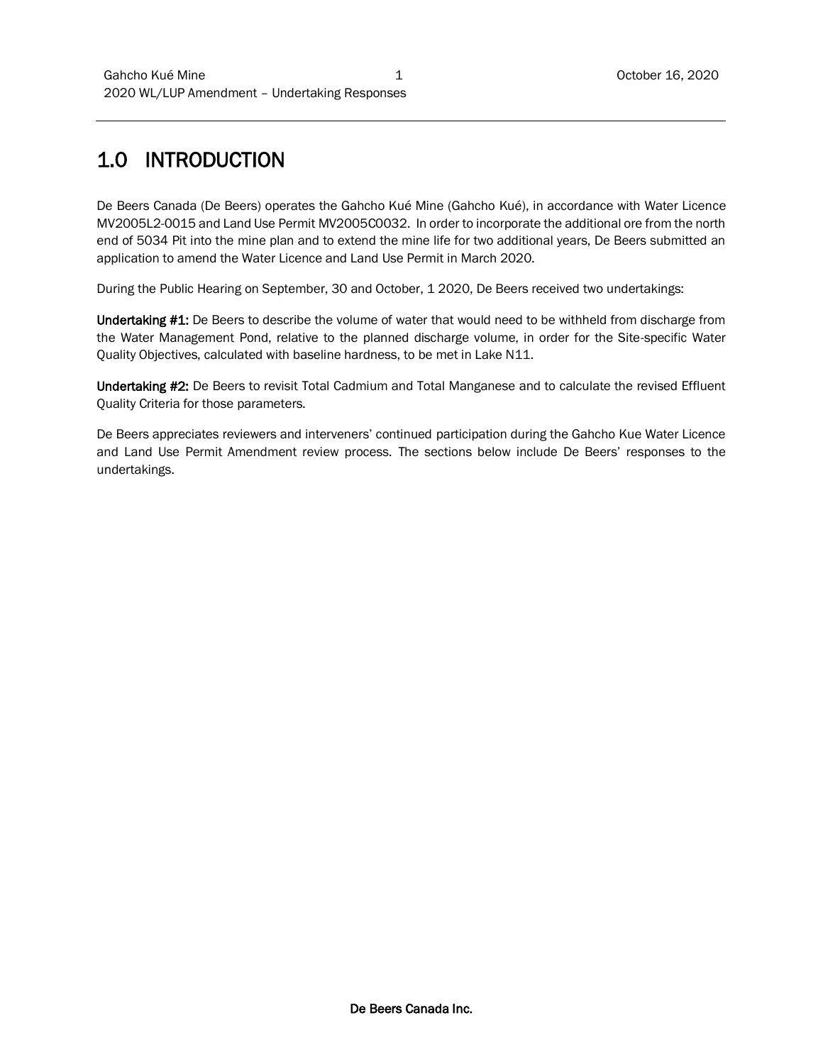# 1.0 INTRODUCTION

De Beers Canada (De Beers) operates the Gahcho Kué Mine (Gahcho Kué), in accordance with Water Licence MV2005L2-0015 and Land Use Permit MV2005C0032. In order to incorporate the additional ore from the north end of 5034 Pit into the mine plan and to extend the mine life for two additional years, De Beers submitted an application to amend the Water Licence and Land Use Permit in March 2020.

During the Public Hearing on September, 30 and October, 1 2020, De Beers received two undertakings:

**Undertaking #1:** De Beers to describe the volume of water that would need to be withheld from discharge from the Water Management Pond, relative to the planned discharge volume, in order for the Site-specific Water Quality Objectives, calculated with baseline hardness, to be met in Lake N11.

**Undertaking #2:** De Beers to revisit Total Cadmium and Total Manganese and to calculate the revised Effluent Quality Criteria for those parameters.

De Beers appreciates reviewers and interveners' continued participation during the Gahcho Kue Water Licence and Land Use Permit Amendment review process. The sections below include De Beers' responses to the undertakings.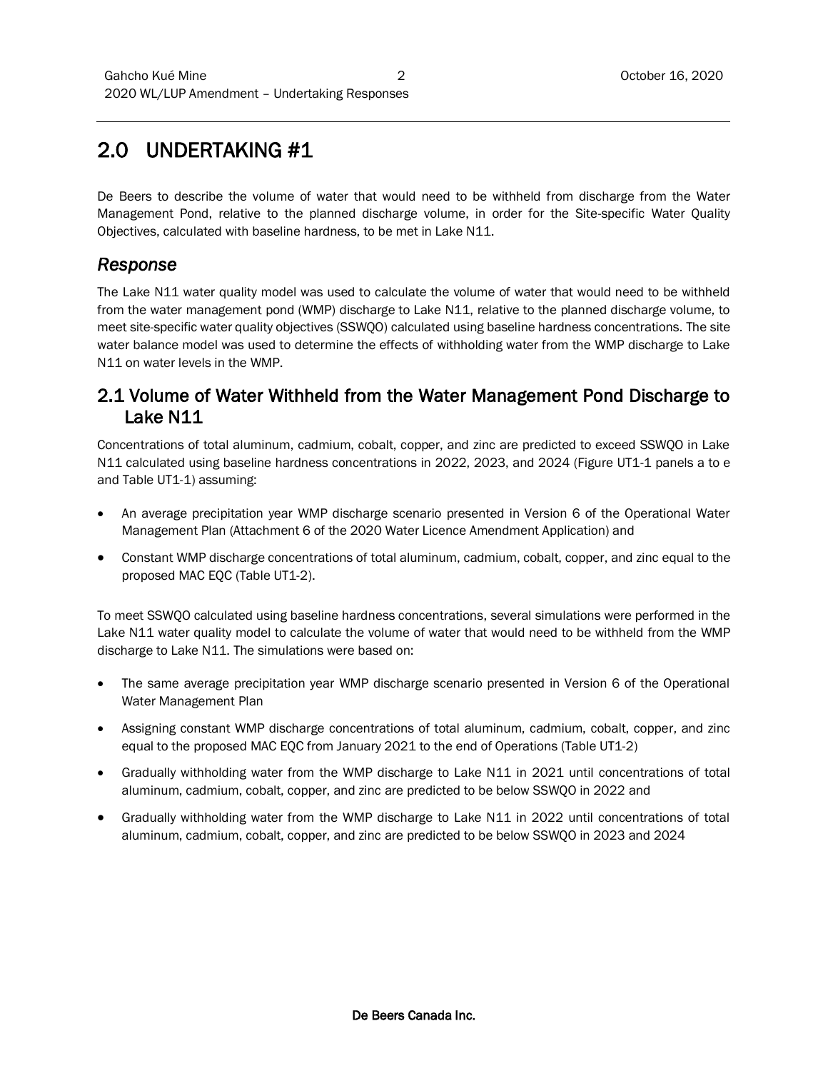# 2.0 UNDERTAKING #1

De Beers to describe the volume of water that would need to be withheld from discharge from the Water Management Pond, relative to the planned discharge volume, in order for the Site-specific Water Quality Objectives, calculated with baseline hardness, to be met in Lake N11.

## *Response*

The Lake N11 water quality model was used to calculate the volume of water that would need to be withheld from the water management pond (WMP) discharge to Lake N11, relative to the planned discharge volume, to meet site-specific water quality objectives (SSWQO) calculated using baseline hardness concentrations. The site water balance model was used to determine the effects of withholding water from the WMP discharge to Lake N11 on water levels in the WMP.

## 2.1 Volume of Water Withheld from the Water Management Pond Discharge to Lake N11

Concentrations of total aluminum, cadmium, cobalt, copper, and zinc are predicted to exceed SSWQO in Lake N11 calculated using baseline hardness concentrations in 2022, 2023, and 2024 (Figure UT1-1 panels a to e and Table UT1-1) assuming:

- An average precipitation year WMP discharge scenario presented in Version 6 of the Operational Water Management Plan (Attachment 6 of the 2020 Water Licence Amendment Application) and
- Constant WMP discharge concentrations of total aluminum, cadmium, cobalt, copper, and zinc equal to the proposed MAC EQC (Table UT1-2).

To meet SSWQO calculated using baseline hardness concentrations, several simulations were performed in the Lake N11 water quality model to calculate the volume of water that would need to be withheld from the WMP discharge to Lake N11. The simulations were based on:

- The same average precipitation year WMP discharge scenario presented in Version 6 of the Operational Water Management Plan
- Assigning constant WMP discharge concentrations of total aluminum, cadmium, cobalt, copper, and zinc equal to the proposed MAC EQC from January 2021 to the end of Operations (Table UT1-2)
- Gradually withholding water from the WMP discharge to Lake N11 in 2021 until concentrations of total aluminum, cadmium, cobalt, copper, and zinc are predicted to be below SSWQO in 2022 and
- Gradually withholding water from the WMP discharge to Lake N11 in 2022 until concentrations of total aluminum, cadmium, cobalt, copper, and zinc are predicted to be below SSWQO in 2023 and 2024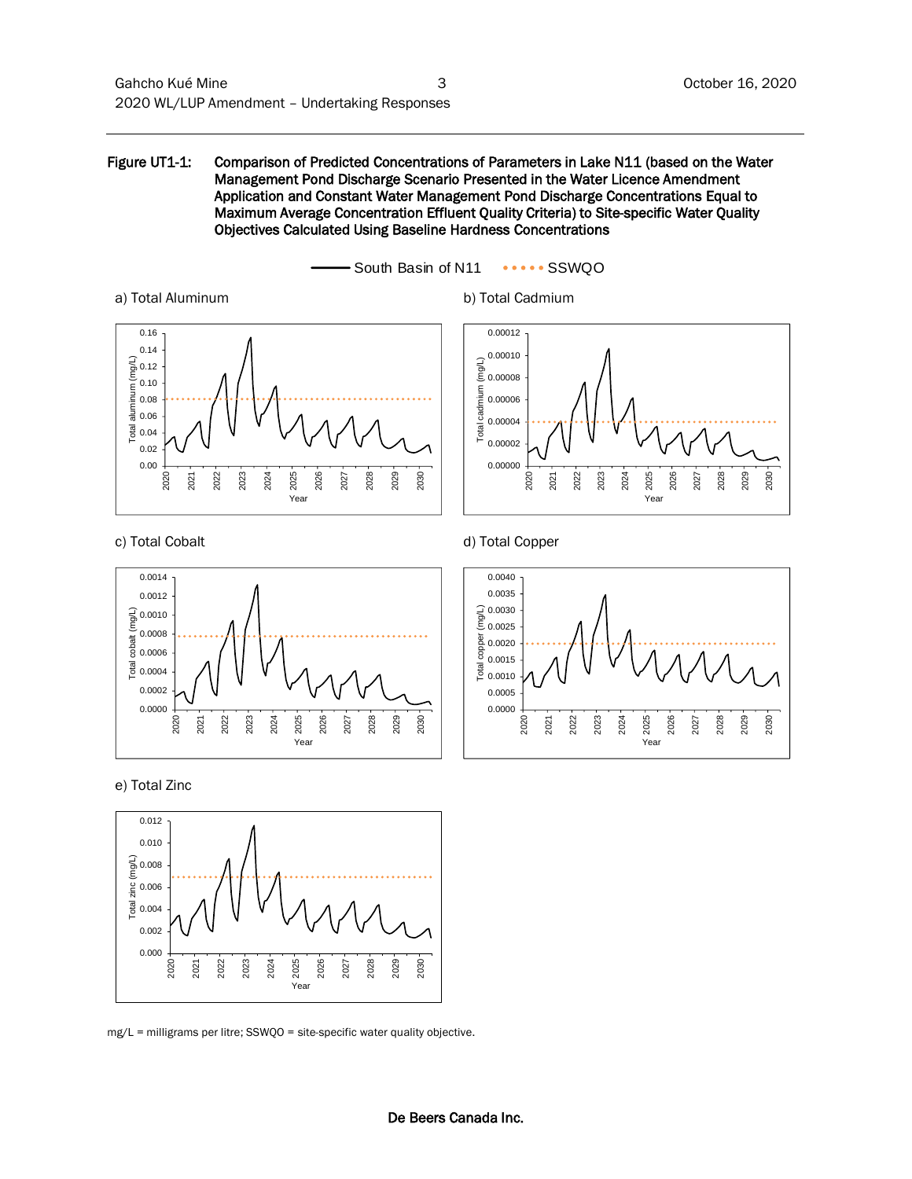**Figure UT1-1: Comparison of Predicted Concentrations of Parameters in Lake N11 (based on the Water Management Pond Discharge Scenario Presented in the Water Licence Amendment Application and Constant Water Management Pond Discharge Concentrations Equal to Maximum Average Concentration Effluent Quality Criteria) to Site-specific Water Quality Objectives Calculated Using Baseline Hardness Concentrations**

a) Total Aluminum

b) Total Cadmium

c) Total Cobalt

d) Total Copper

e) Total Zinc

mg/L = milligrams per litre; SSWQO = site-specific water quality objective.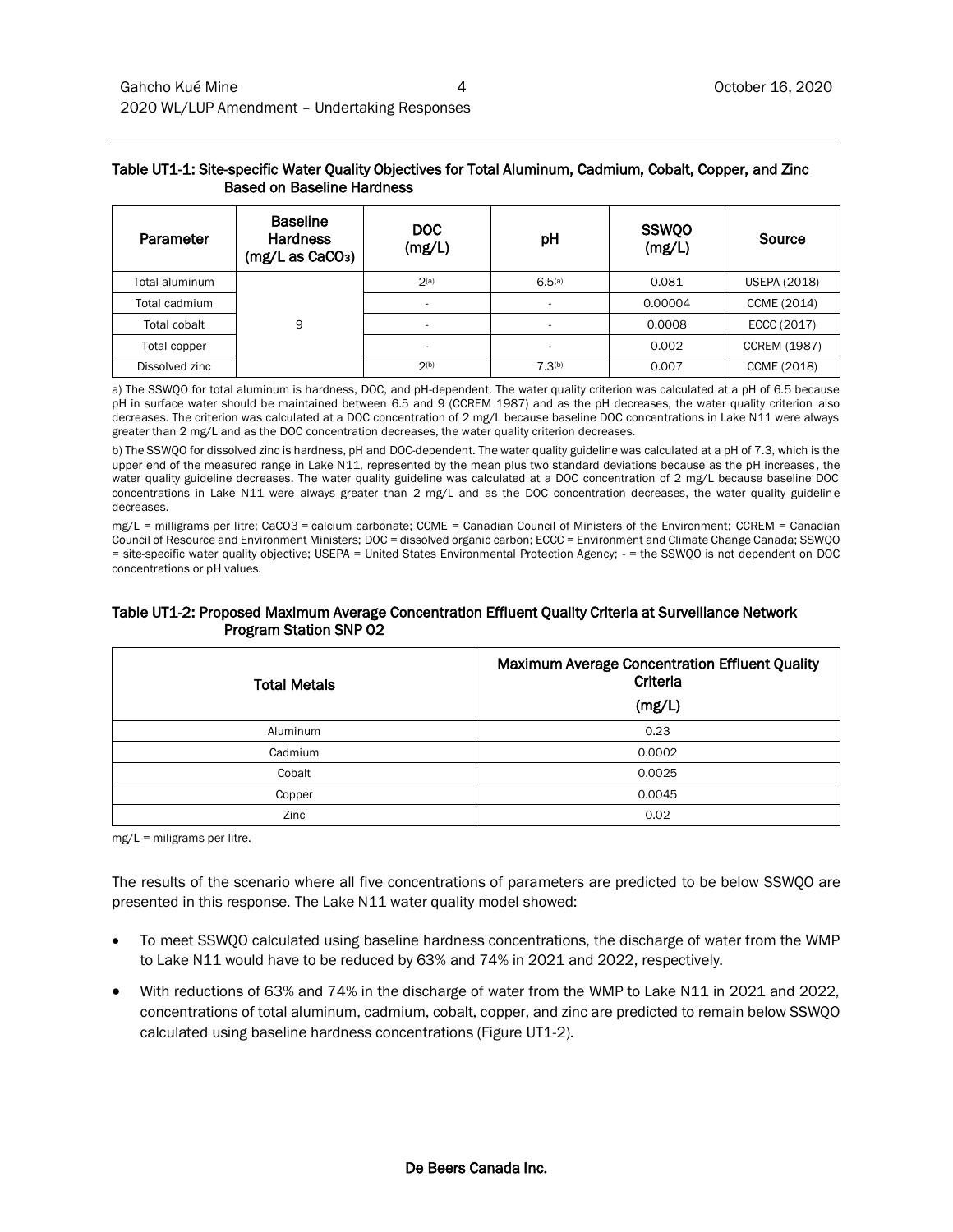**Table UT1-1: Site-specific Water Quality Objectives for Total Aluminum, Cadmium, Cobalt, Copper, and Zinc Based on Baseline Hardness**

| Parameter | Baseline Hardness (mg/L as $CaCO_3$) | DOC (mg/L) | pH | SSWQO (mg/L) | Source |
|---|---|---|---|---|---|
| Total aluminum | 9 | 2[(a)] | 6.5[(a)] | 0.081 | USEPA (2018) |
| Total cadmium | | - | - | 0.00004 | CCME (2014) |
| Total cobalt | | - | - | 0.0008 | ECCC (2017) |
| Total copper | | - | - | 0.002 | CCREM (1987) |
| Dissolved zinc | | 2[(b)] | 7.3[(b)] | 0.007 | CCME (2018) |

a) The SSWQO for total aluminum is hardness, DOC, and pH-dependent. The water quality criterion was calculated at a pH of 6.5 because pH in surface water should be maintained between 6.5 and 9 (CCREM 1987) and as the pH decreases, the water quality criterion also decreases. The criterion was calculated at a DOC concentration of 2 mg/L because baseline DOC concentrations in Lake N11 were always greater than 2 mg/L and as the DOC concentration decreases, the water quality criterion decreases.

b) The SSWQO for dissolved zinc is hardness, pH and DOC-dependent. The water quality guideline was calculated at a pH of 7.3, which is the upper end of the measured range in Lake N11, represented by the mean plus two standard deviations because as the pH increases, the water quality guideline decreases. The water quality guideline was calculated at a DOC concentration of 2 mg/L because baseline DOC concentrations in Lake N11 were always greater than 2 mg/L and as the DOC concentration decreases, the water quality guideline decreases.

mg/L = milligrams per litre; CaCO3 = calcium carbonate; CCME = Canadian Council of Ministers of the Environment; CCREM = Canadian Council of Resource and Environment Ministers; DOC = dissolved organic carbon; ECCC = Environment and Climate Change Canada; SSWQO = site-specific water quality objective; USEPA = United States Environmental Protection Agency; - = the SSWQO is not dependent on DOC concentrations or pH values.

**Table UT1-2: Proposed Maximum Average Concentration Effluent Quality Criteria at Surveillance Network Program Station SNP 02**

| Total Metals | Maximum Average Concentration Effluent Quality Criteria (mg/L) |
|---|---|
| Aluminum | 0.23 |
| Cadmium | 0.0002 |
| Cobalt | 0.0025 |
| Copper | 0.0045 |
| Zinc | 0.02 |

mg/L = miligrams per litre.

The results of the scenario where all five concentrations of parameters are predicted to be below SSWQO are presented in this response. The Lake N11 water quality model showed:

- To meet SSWQO calculated using baseline hardness concentrations, the discharge of water from the WMP to Lake N11 would have to be reduced by 63% and 74% in 2021 and 2022, respectively.
- With reductions of 63% and 74% in the discharge of water from the WMP to Lake N11 in 2021 and 2022, concentrations of total aluminum, cadmium, cobalt, copper, and zinc are predicted to remain below SSWQO calculated using baseline hardness concentrations (Figure UT1-2).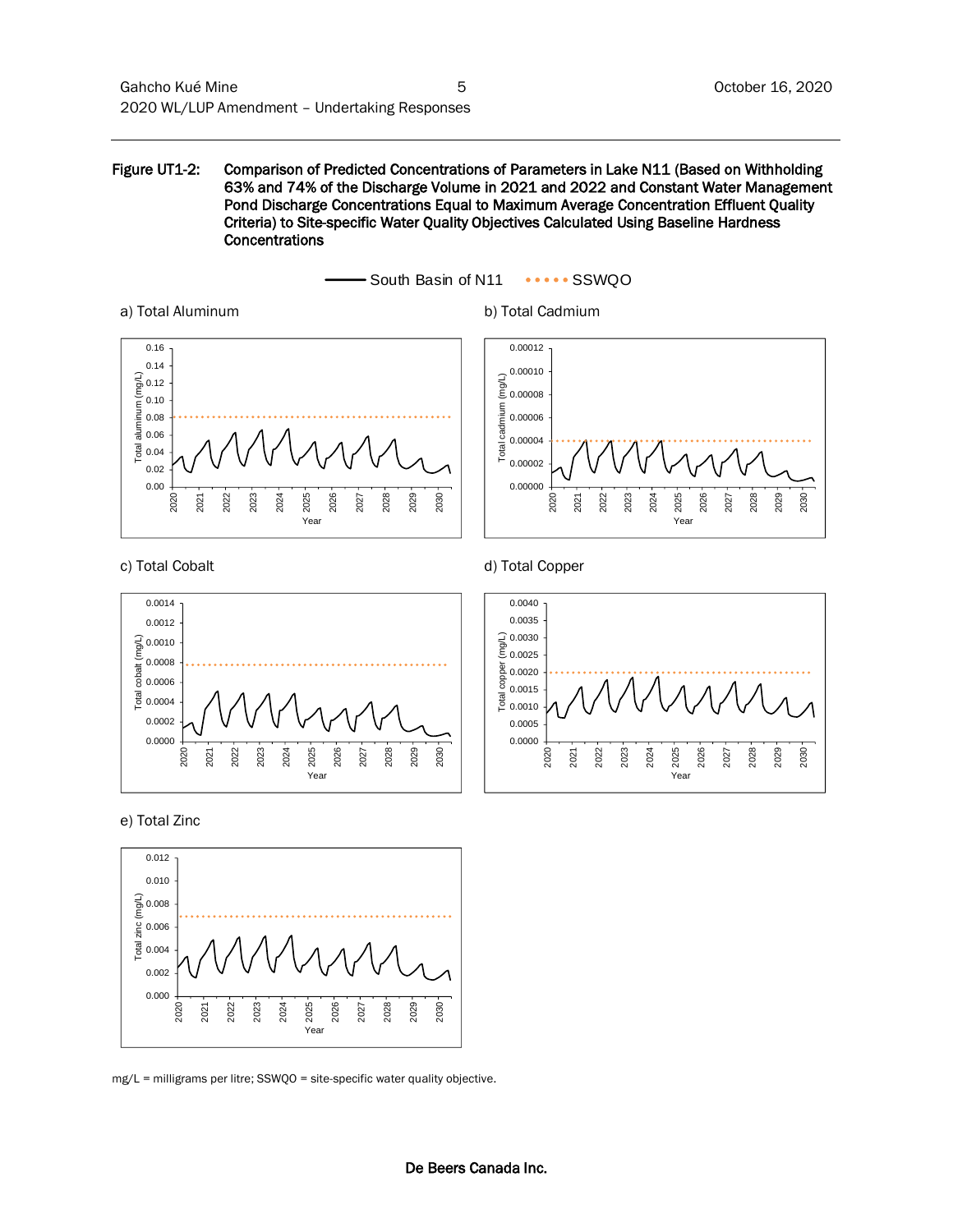Figure UT1-2: **Comparison of Predicted Concentrations of Parameters in Lake N11 (Based on Withholding 63% and 74% of the Discharge Volume in 2021 and 2022 and Constant Water Management Pond Discharge Concentrations Equal to Maximum Average Concentration Effluent Quality Criteria) to Site-specific Water Quality Objectives Calculated Using Baseline Hardness Concentrations**

South Basin of N11 — SSWQO

a) Total Aluminum

b) Total Cadmium

c) Total Cobalt

d) Total Copper

e) Total Zinc

mg/L = milligrams per litre; SSWQO = site-specific water quality objective.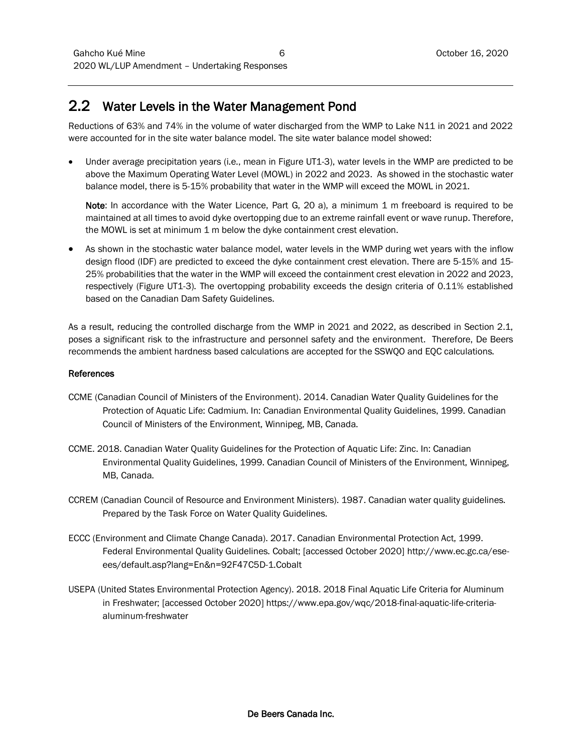## 2.2 Water Levels in the Water Management Pond

Reductions of 63% and 74% in the volume of water discharged from the WMP to Lake N11 in 2021 and 2022 were accounted for in the site water balance model. The site water balance model showed:

- Under average precipitation years (i.e., mean in Figure UT1-3), water levels in the WMP are predicted to be above the Maximum Operating Water Level (MOWL) in 2022 and 2023. As showed in the stochastic water balance model, there is 5-15% probability that water in the WMP will exceed the MOWL in 2021.

  **Note**: In accordance with the Water Licence, Part G, 20 a), a minimum 1 m freeboard is required to be maintained at all times to avoid dyke overtopping due to an extreme rainfall event or wave runup. Therefore, the MOWL is set at minimum 1 m below the dyke containment crest elevation.

- As shown in the stochastic water balance model, water levels in the WMP during wet years with the inflow design flood (IDF) are predicted to exceed the dyke containment crest elevation. There are 5-15% and 15-25% probabilities that the water in the WMP will exceed the containment crest elevation in 2022 and 2023, respectively (Figure UT1-3). The overtopping probability exceeds the design criteria of 0.11% established based on the Canadian Dam Safety Guidelines.

As a result, reducing the controlled discharge from the WMP in 2021 and 2022, as described in Section 2.1, poses a significant risk to the infrastructure and personnel safety and the environment. Therefore, De Beers recommends the ambient hardness based calculations are accepted for the SSWQO and EQC calculations.

**References**

CCME (Canadian Council of Ministers of the Environment). 2014. Canadian Water Quality Guidelines for the Protection of Aquatic Life: Cadmium. In: Canadian Environmental Quality Guidelines, 1999. Canadian Council of Ministers of the Environment, Winnipeg, MB, Canada.

CCME. 2018. Canadian Water Quality Guidelines for the Protection of Aquatic Life: Zinc. In: Canadian Environmental Quality Guidelines, 1999. Canadian Council of Ministers of the Environment, Winnipeg, MB, Canada.

CCREM (Canadian Council of Resource and Environment Ministers). 1987. Canadian water quality guidelines. Prepared by the Task Force on Water Quality Guidelines.

ECCC (Environment and Climate Change Canada). 2017. Canadian Environmental Protection Act, 1999. Federal Environmental Quality Guidelines. Cobalt; [accessed October 2020] http://www.ec.gc.ca/ese-ees/default.asp?lang=En&n=92F47C5D-1.Cobalt

USEPA (United States Environmental Protection Agency). 2018. 2018 Final Aquatic Life Criteria for Aluminum in Freshwater; [accessed October 2020] https://www.epa.gov/wqc/2018-final-aquatic-life-criteria-aluminum-freshwater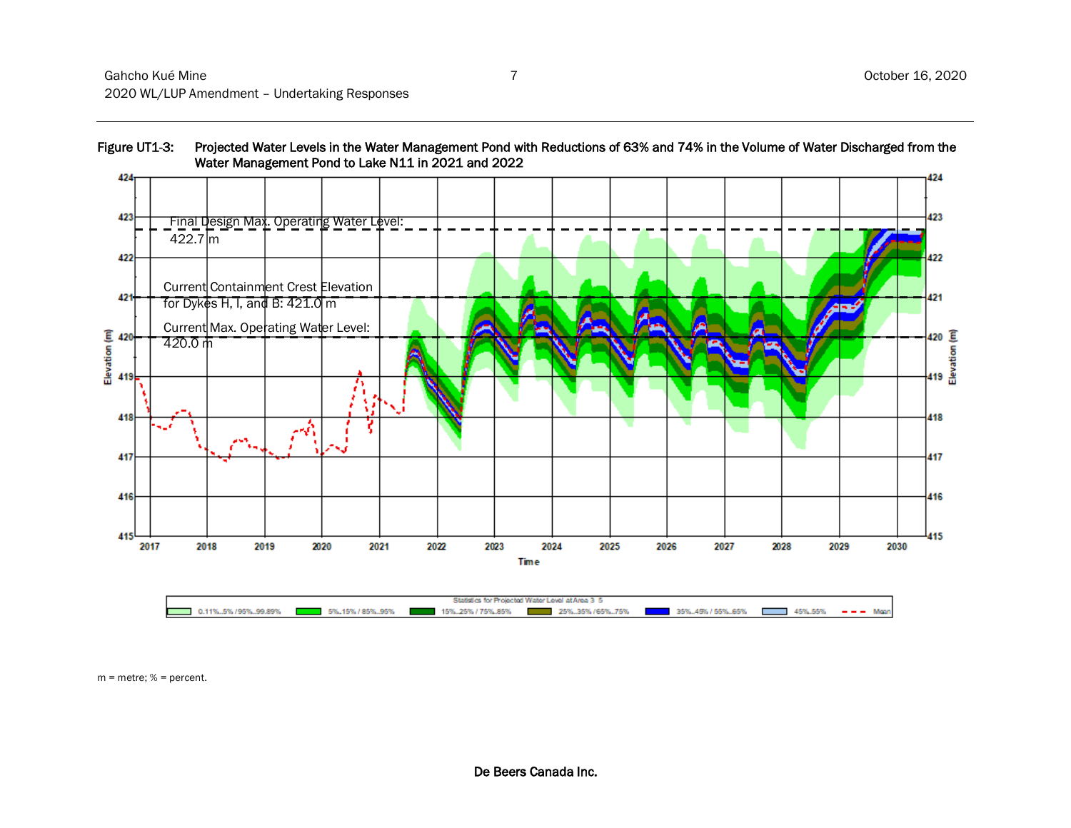**Figure UT1-3: Projected Water Levels in the Water Management Pond with Reductions of 63% and 74% in the Volume of Water Discharged from the Water Management Pond to Lake N11 in 2021 and 2022**

m = metre; % = percent.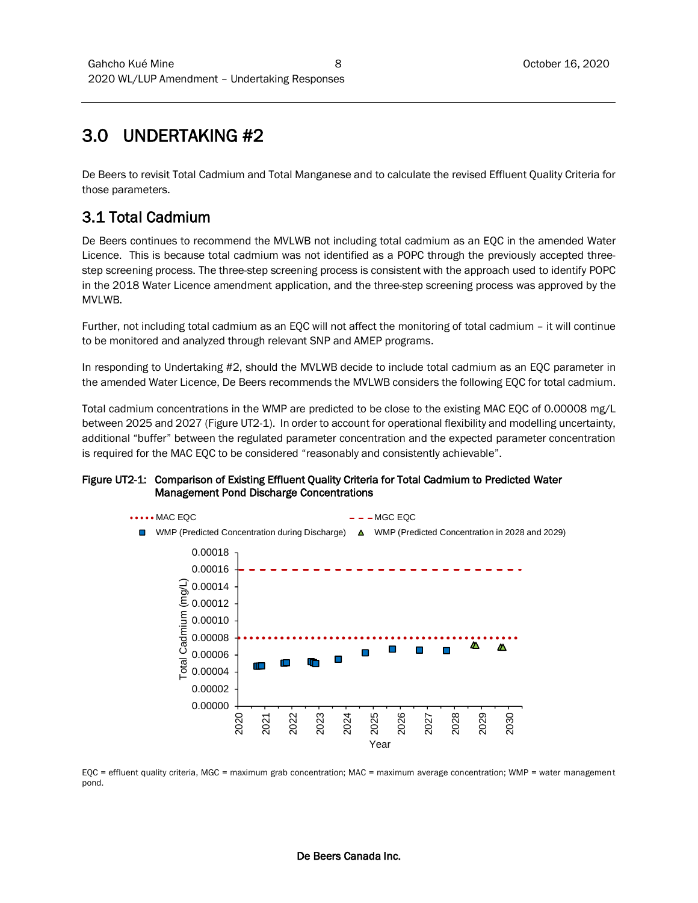# 3.0 UNDERTAKING #2

De Beers to revisit Total Cadmium and Total Manganese and to calculate the revised Effluent Quality Criteria for those parameters.

## 3.1 Total Cadmium

De Beers continues to recommend the MVLWB not including total cadmium as an EQC in the amended Water Licence. This is because total cadmium was not identified as a POPC through the previously accepted three-step screening process. The three-step screening process is consistent with the approach used to identify POPC in the 2018 Water Licence amendment application, and the three-step screening process was approved by the MVLWB.

Further, not including total cadmium as an EQC will not affect the monitoring of total cadmium – it will continue to be monitored and analyzed through relevant SNP and AMEP programs.

In responding to Undertaking #2, should the MVLWB decide to include total cadmium as an EQC parameter in the amended Water Licence, De Beers recommends the MVLWB considers the following EQC for total cadmium.

Total cadmium concentrations in the WMP are predicted to be close to the existing MAC EQC of 0.00008 mg/L between 2025 and 2027 (Figure UT2-1). In order to account for operational flexibility and modelling uncertainty, additional "buffer" between the regulated parameter concentration and the expected parameter concentration is required for the MAC EQC to be considered "reasonably and consistently achievable".

**Figure UT2-1: Comparison of Existing Effluent Quality Criteria for Total Cadmium to Predicted Water Management Pond Discharge Concentrations**

EQC = effluent quality criteria, MGC = maximum grab concentration; MAC = maximum average concentration; WMP = water management pond.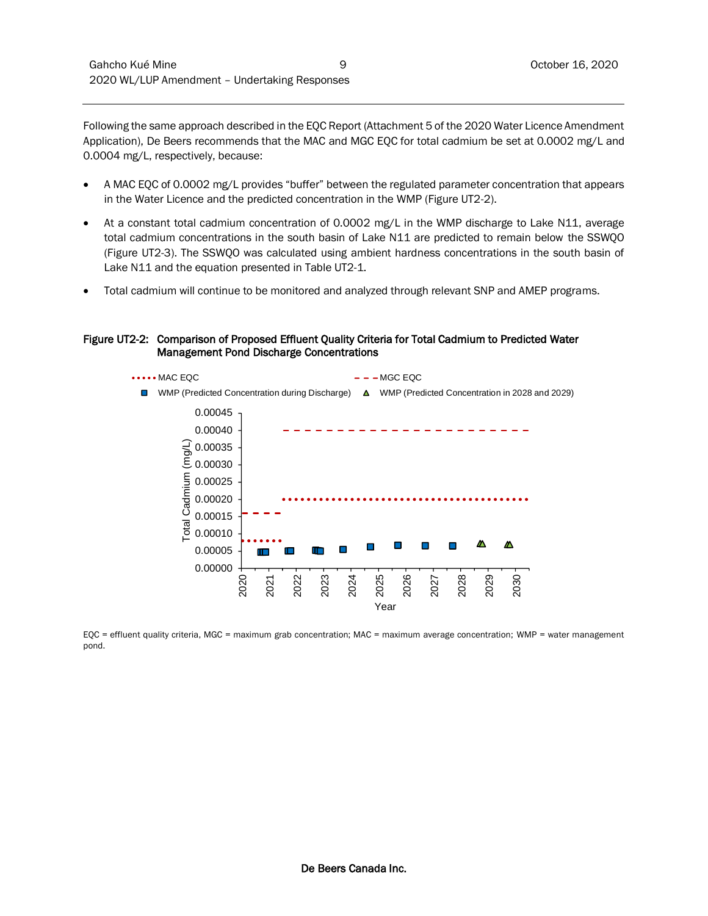Following the same approach described in the EQC Report (Attachment 5 of the 2020 Water Licence Amendment Application), De Beers recommends that the MAC and MGC EQC for total cadmium be set at 0.0002 mg/L and 0.0004 mg/L, respectively, because:

- A MAC EQC of 0.0002 mg/L provides "buffer" between the regulated parameter concentration that appears in the Water Licence and the predicted concentration in the WMP (Figure UT2-2).
- At a constant total cadmium concentration of 0.0002 mg/L in the WMP discharge to Lake N11, average total cadmium concentrations in the south basin of Lake N11 are predicted to remain below the SSWQO (Figure UT2-3). The SSWQO was calculated using ambient hardness concentrations in the south basin of Lake N11 and the equation presented in Table UT2-1.
- Total cadmium will continue to be monitored and analyzed through relevant SNP and AMEP programs.

**Figure UT2-2: Comparison of Proposed Effluent Quality Criteria for Total Cadmium to Predicted Water Management Pond Discharge Concentrations**

EQC = effluent quality criteria, MGC = maximum grab concentration; MAC = maximum average concentration; WMP = water management pond.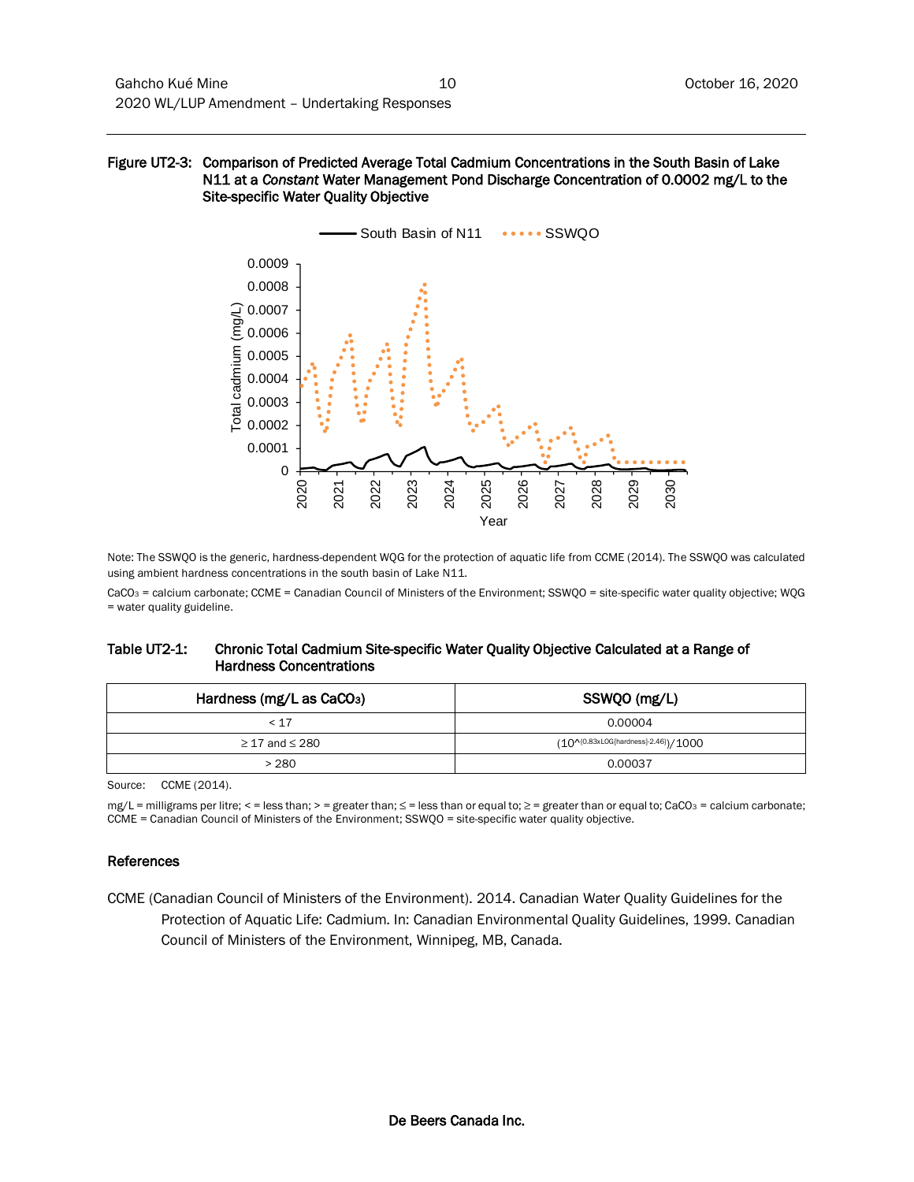**Figure UT2-3: Comparison of Predicted Average Total Cadmium Concentrations in the South Basin of Lake N11 at a *Constant* Water Management Pond Discharge Concentration of 0.0002 mg/L to the Site-specific Water Quality Objective**

Note: The SSWQO is the generic, hardness-dependent WQG for the protection of aquatic life from CCME (2014). The SSWQO was calculated using ambient hardness concentrations in the south basin of Lake N11.

$CaCO_3$ = calcium carbonate; CCME = Canadian Council of Ministers of the Environment; SSWQO = site-specific water quality objective; WQG = water quality guideline.

**Table UT2-1: Chronic Total Cadmium Site-specific Water Quality Objective Calculated at a Range of Hardness Concentrations**

| Hardness (mg/L as $CaCO_3$) | SSWQO (mg/L) |
|---|---|
| < 17 | 0.00004 |
| ≥ 17 and ≤ 280 | $(10^{(0.83 \times LOG[hardness]-2.46)})/1000$ |
| > 280 | 0.00037 |

Source: CCME (2014).

mg/L = milligrams per litre; < = less than; > = greater than; ≤ = less than or equal to; ≥ = greater than or equal to; $CaCO_3$ = calcium carbonate; CCME = Canadian Council of Ministers of the Environment; SSWQO = site-specific water quality objective.

### References

CCME (Canadian Council of Ministers of the Environment). 2014. Canadian Water Quality Guidelines for the Protection of Aquatic Life: Cadmium. In: Canadian Environmental Quality Guidelines, 1999. Canadian Council of Ministers of the Environment, Winnipeg, MB, Canada.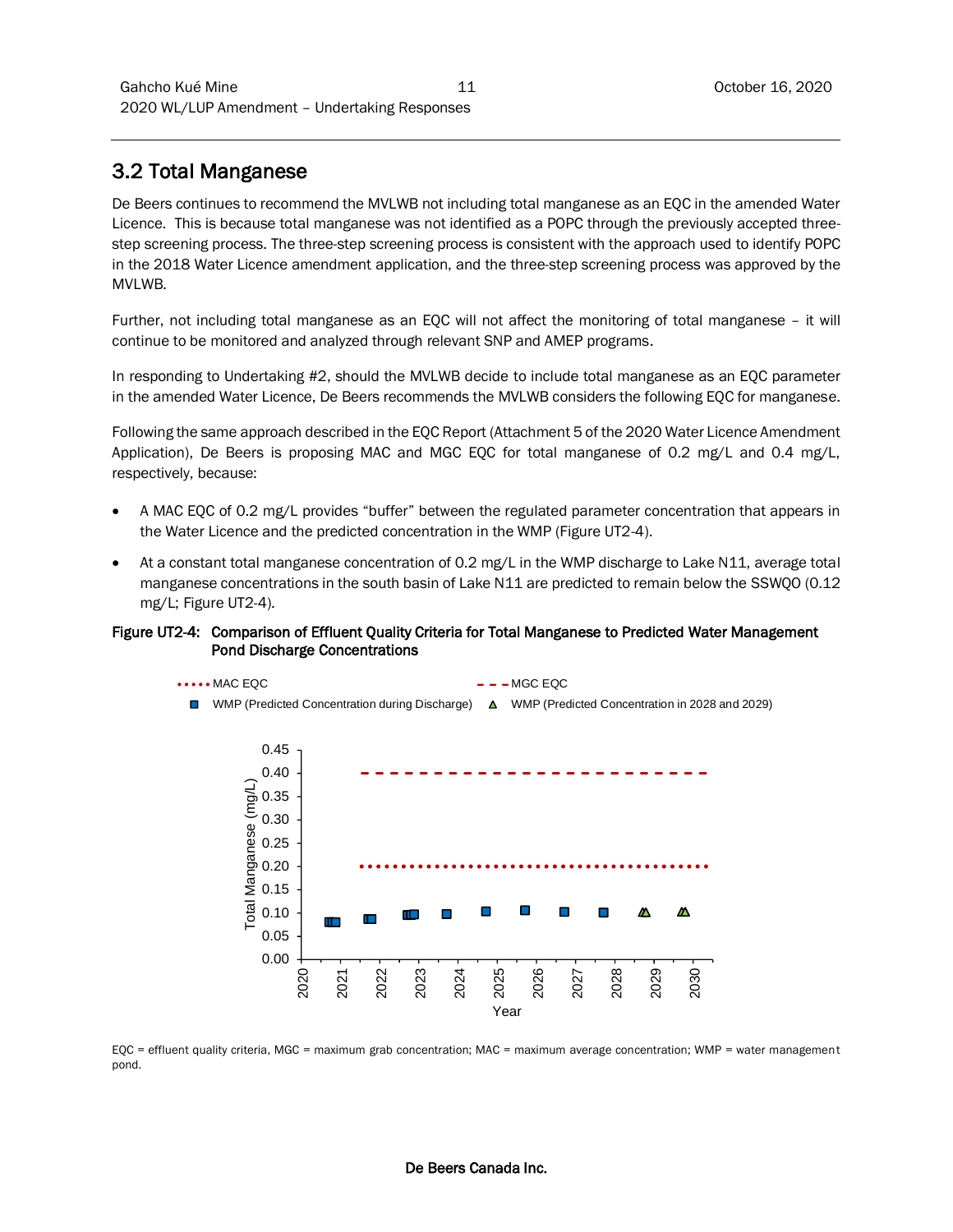## 3.2 Total Manganese

De Beers continues to recommend the MVLWB not including total manganese as an EQC in the amended Water Licence. This is because total manganese was not identified as a POPC through the previously accepted three-step screening process. The three-step screening process is consistent with the approach used to identify POPC in the 2018 Water Licence amendment application, and the three-step screening process was approved by the MVLWB.

Further, not including total manganese as an EQC will not affect the monitoring of total manganese – it will continue to be monitored and analyzed through relevant SNP and AMEP programs.

In responding to Undertaking #2, should the MVLWB decide to include total manganese as an EQC parameter in the amended Water Licence, De Beers recommends the MVLWB considers the following EQC for manganese.

Following the same approach described in the EQC Report (Attachment 5 of the 2020 Water Licence Amendment Application), De Beers is proposing MAC and MGC EQC for total manganese of 0.2 mg/L and 0.4 mg/L, respectively, because:

- A MAC EQC of 0.2 mg/L provides "buffer" between the regulated parameter concentration that appears in the Water Licence and the predicted concentration in the WMP (Figure UT2-4).
- At a constant total manganese concentration of 0.2 mg/L in the WMP discharge to Lake N11, average total manganese concentrations in the south basin of Lake N11 are predicted to remain below the SSWQO (0.12 mg/L; Figure UT2-4).

**Figure UT2-4: Comparison of Effluent Quality Criteria for Total Manganese to Predicted Water Management Pond Discharge Concentrations**

EQC = effluent quality criteria, MGC = maximum grab concentration; MAC = maximum average concentration; WMP = water management pond.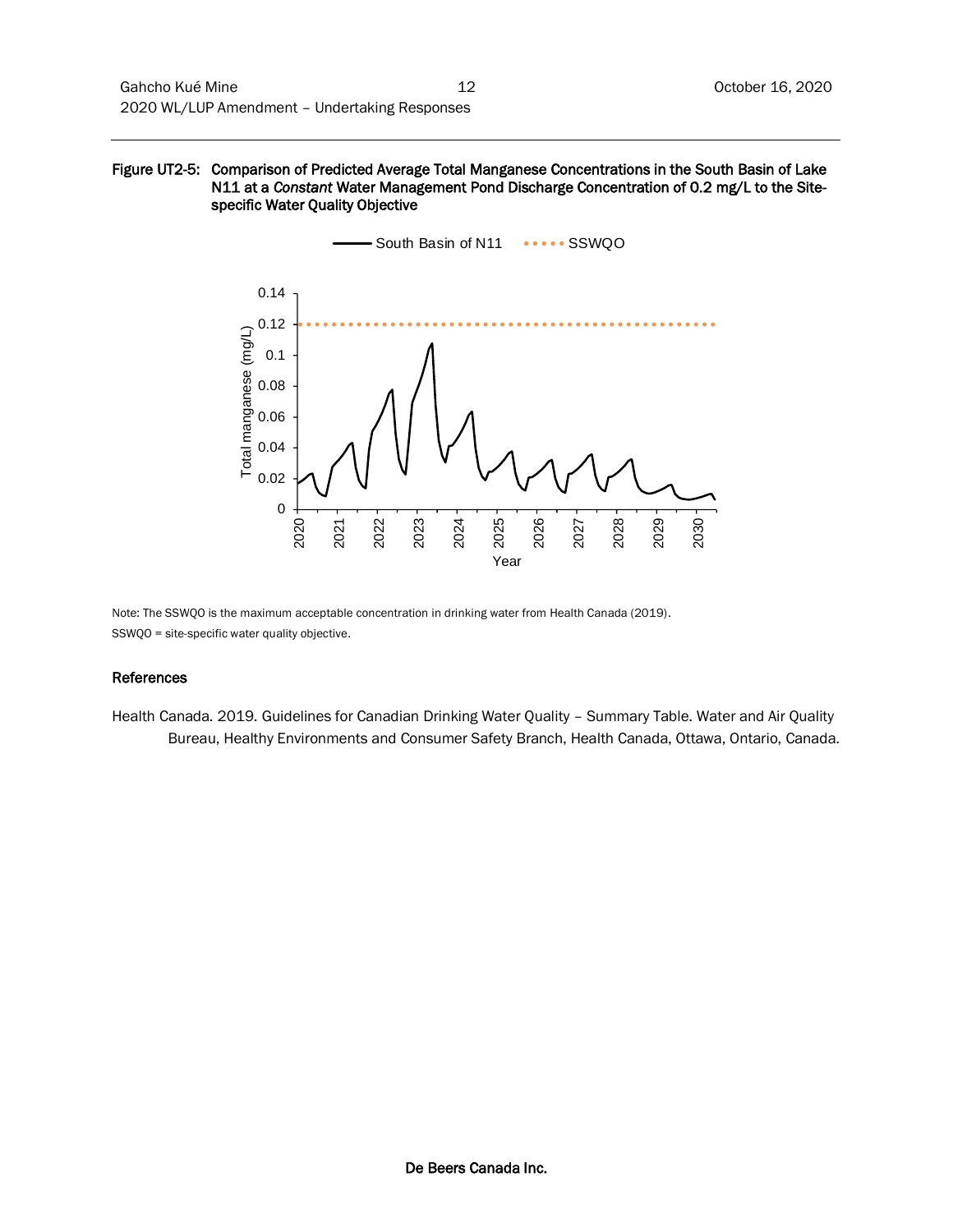Figure UT2-5: Comparison of Predicted Average Total Manganese Concentrations in the South Basin of Lake N11 at a *Constant* Water Management Pond Discharge Concentration of 0.2 mg/L to the Site-specific Water Quality Objective

South Basin of N11
SSWQO

Total manganese (mg/L)
0.14
0.12
0.1
0.08
0.06
0.04
0.02
0

2020
2021
2022
2023
2024
2025
2026
2027
2028
2029
2030
Year

Note: The SSWQO is the maximum acceptable concentration in drinking water from Health Canada (2019).
SSWQO = site-specific water quality objective.

## References

Health Canada. 2019. Guidelines for Canadian Drinking Water Quality – Summary Table. Water and Air Quality Bureau, Healthy Environments and Consumer Safety Branch, Health Canada, Ottawa, Ontario, Canada.